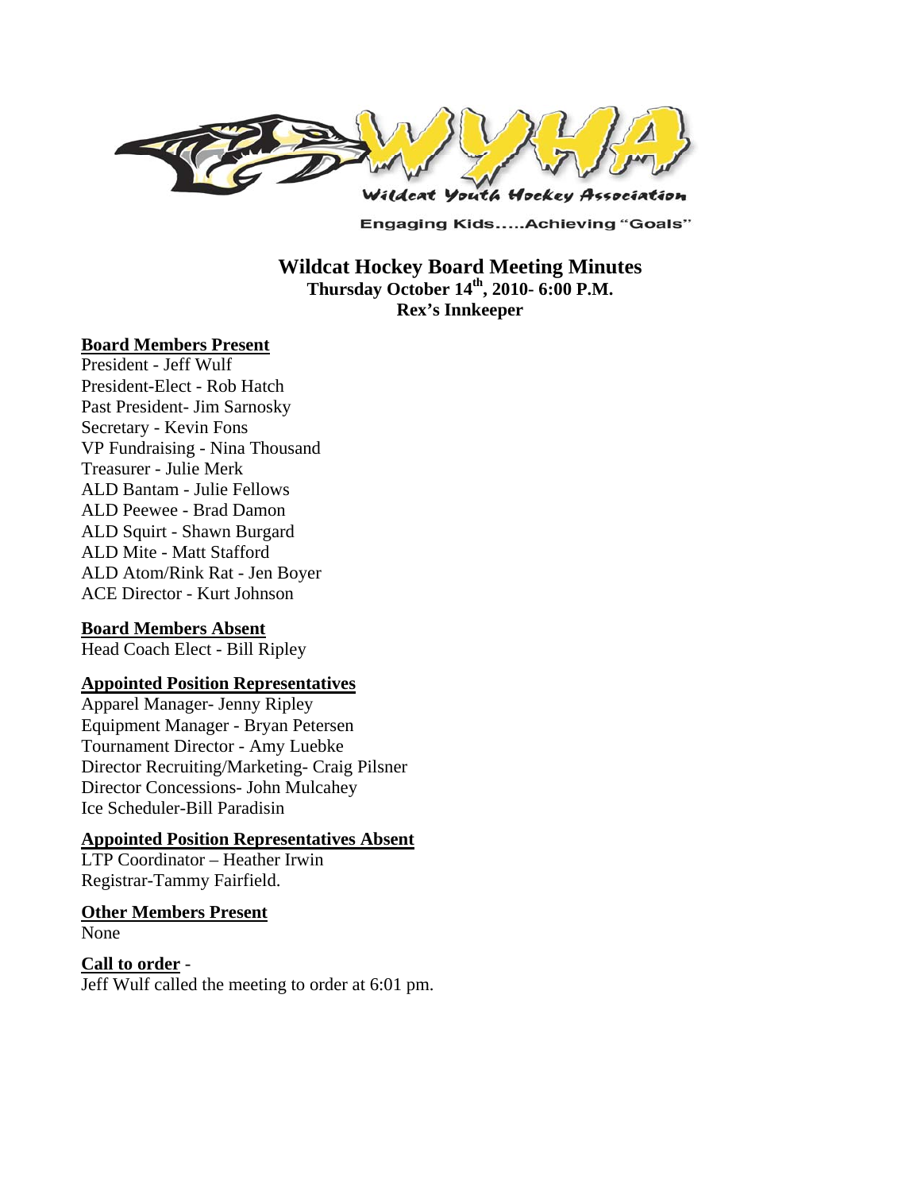Wildcat Youth Hockey Association

Engaging Kids.....Achieving "Goals"

# Wildcat Hockey Board Meeting Minutes

**Thursday October 14th, 2010- 6:00 P.M.**

**Rex's Innkeeper**

## Board Members Present

President - Jeff Wulf
President-Elect - Rob Hatch
Past President- Jim Sarnosky
Secretary - Kevin Fons
VP Fundraising - Nina Thousand
Treasurer - Julie Merk
ALD Bantam - Julie Fellows
ALD Peewee - Brad Damon
ALD Squirt - Shawn Burgard
ALD Mite - Matt Stafford
ALD Atom/Rink Rat - Jen Boyer
ACE Director - Kurt Johnson

## Board Members Absent

Head Coach Elect - Bill Ripley

## Appointed Position Representatives

Apparel Manager- Jenny Ripley
Equipment Manager - Bryan Petersen
Tournament Director - Amy Luebke
Director Recruiting/Marketing- Craig Pilsner
Director Concessions- John Mulcahey
Ice Scheduler-Bill Paradisin

## Appointed Position Representatives Absent

LTP Coordinator – Heather Irwin
Registrar-Tammy Fairfield.

## Other Members Present

None

## Call to order -

Jeff Wulf called the meeting to order at 6:01 pm.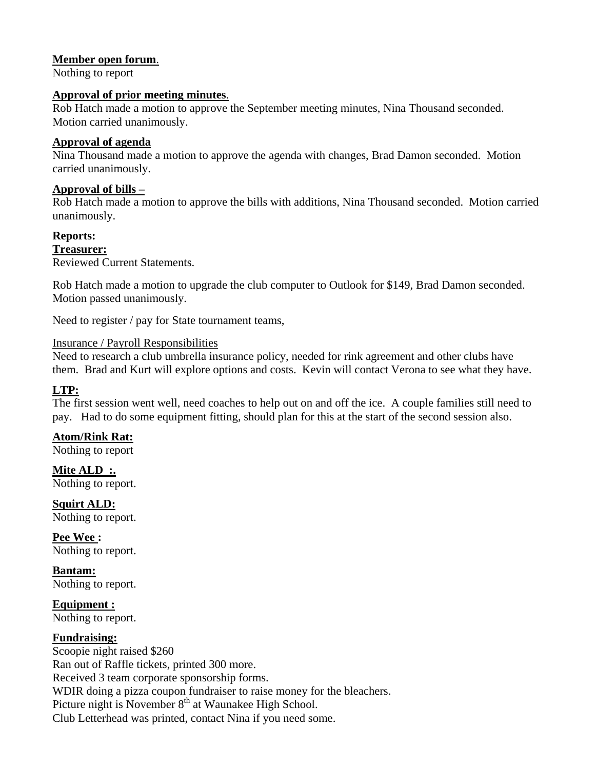**Member open forum**.
Nothing to report

**Approval of prior meeting minutes**.
Rob Hatch made a motion to approve the September meeting minutes, Nina Thousand seconded. Motion carried unanimously.

**Approval of agenda**
Nina Thousand made a motion to approve the agenda with changes, Brad Damon seconded. Motion carried unanimously.

**Approval of bills –**
Rob Hatch made a motion to approve the bills with additions, Nina Thousand seconded. Motion carried unanimously.

**Reports:**
**Treasurer:**
Reviewed Current Statements.

Rob Hatch made a motion to upgrade the club computer to Outlook for $149, Brad Damon seconded. Motion passed unanimously.

Need to register / pay for State tournament teams,

Insurance / Payroll Responsibilities
Need to research a club umbrella insurance policy, needed for rink agreement and other clubs have them. Brad and Kurt will explore options and costs. Kevin will contact Verona to see what they have.

**LTP:**
The first session went well, need coaches to help out on and off the ice. A couple families still need to pay. Had to do some equipment fitting, should plan for this at the start of the second session also.

**Atom/Rink Rat:**
Nothing to report

**Mite ALD :.**
Nothing to report.

**Squirt ALD:**
Nothing to report.

**Pee Wee :**
Nothing to report.

**Bantam:**
Nothing to report.

**Equipment :**
Nothing to report.

**Fundraising:**
Scoopie night raised $260
Ran out of Raffle tickets, printed 300 more.
Received 3 team corporate sponsorship forms.
WDIR doing a pizza coupon fundraiser to raise money for the bleachers.
Picture night is November 8th at Waunakee High School.
Club Letterhead was printed, contact Nina if you need some.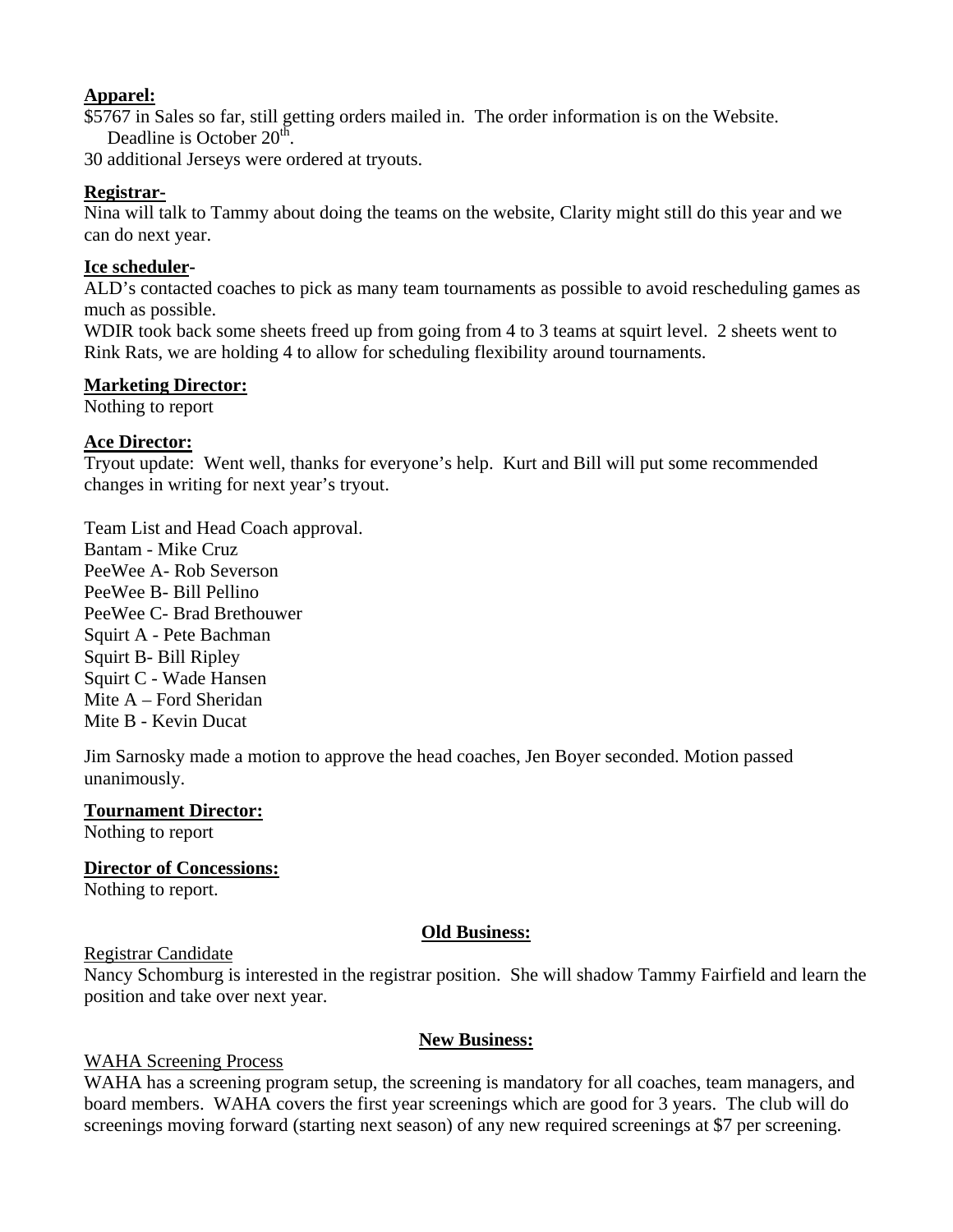**Apparel:**

\$5767 in Sales so far, still getting orders mailed in. The order information is on the Website. Deadline is October 20th.

30 additional Jerseys were ordered at tryouts.

**Registrar-**

Nina will talk to Tammy about doing the teams on the website, Clarity might still do this year and we can do next year.

**Ice scheduler-**

ALD's contacted coaches to pick as many team tournaments as possible to avoid rescheduling games as much as possible.

WDIR took back some sheets freed up from going from 4 to 3 teams at squirt level. 2 sheets went to Rink Rats, we are holding 4 to allow for scheduling flexibility around tournaments.

**Marketing Director:**

Nothing to report

**Ace Director:**

Tryout update: Went well, thanks for everyone's help. Kurt and Bill will put some recommended changes in writing for next year's tryout.

Team List and Head Coach approval.
Bantam - Mike Cruz
PeeWee A- Rob Severson
PeeWee B- Bill Pellino
PeeWee C- Brad Brethouwer
Squirt A - Pete Bachman
Squirt B- Bill Ripley
Squirt C - Wade Hansen
Mite A – Ford Sheridan
Mite B - Kevin Ducat

Jim Sarnosky made a motion to approve the head coaches, Jen Boyer seconded. Motion passed unanimously.

**Tournament Director:**

Nothing to report

**Director of Concessions:**

Nothing to report.

## Old Business:

Registrar Candidate

Nancy Schomburg is interested in the registrar position. She will shadow Tammy Fairfield and learn the position and take over next year.

## New Business:

WAHA Screening Process

WAHA has a screening program setup, the screening is mandatory for all coaches, team managers, and board members. WAHA covers the first year screenings which are good for 3 years. The club will do screenings moving forward (starting next season) of any new required screenings at \$7 per screening.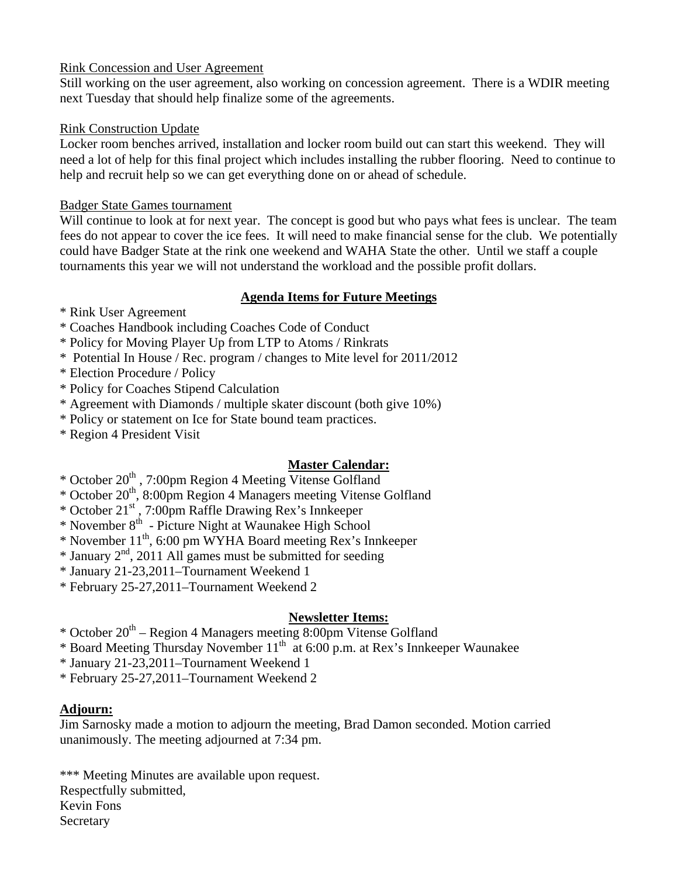Rink Concession and User Agreement

Still working on the user agreement, also working on concession agreement. There is a WDIR meeting next Tuesday that should help finalize some of the agreements.

Rink Construction Update

Locker room benches arrived, installation and locker room build out can start this weekend. They will need a lot of help for this final project which includes installing the rubber flooring. Need to continue to help and recruit help so we can get everything done on or ahead of schedule.

Badger State Games tournament

Will continue to look at for next year. The concept is good but who pays what fees is unclear. The team fees do not appear to cover the ice fees. It will need to make financial sense for the club. We potentially could have Badger State at the rink one weekend and WAHA State the other. Until we staff a couple tournaments this year we will not understand the workload and the possible profit dollars.

**Agenda Items for Future Meetings**

* Rink User Agreement
* Coaches Handbook including Coaches Code of Conduct
* Policy for Moving Player Up from LTP to Atoms / Rinkrats
* Potential In House / Rec. program / changes to Mite level for 2011/2012
* Election Procedure / Policy
* Policy for Coaches Stipend Calculation
* Agreement with Diamonds / multiple skater discount (both give 10%)
* Policy or statement on Ice for State bound team practices.
* Region 4 President Visit

**Master Calendar:**

* October 20th , 7:00pm Region 4 Meeting Vitense Golfland
* October 20th, 8:00pm Region 4 Managers meeting Vitense Golfland
* October 21st , 7:00pm Raffle Drawing Rex's Innkeeper
* November 8th - Picture Night at Waunakee High School
* November 11th, 6:00 pm WYHA Board meeting Rex's Innkeeper
* January 2nd, 2011 All games must be submitted for seeding
* January 21-23,2011–Tournament Weekend 1
* February 25-27,2011–Tournament Weekend 2

**Newsletter Items:**

* October 20th – Region 4 Managers meeting 8:00pm Vitense Golfland
* Board Meeting Thursday November 11th at 6:00 p.m. at Rex's Innkeeper Waunakee
* January 21-23,2011–Tournament Weekend 1
* February 25-27,2011–Tournament Weekend 2

**Adjourn:**

Jim Sarnosky made a motion to adjourn the meeting, Brad Damon seconded. Motion carried unanimously. The meeting adjourned at 7:34 pm.

*** Meeting Minutes are available upon request.
Respectfully submitted,
Kevin Fons
Secretary